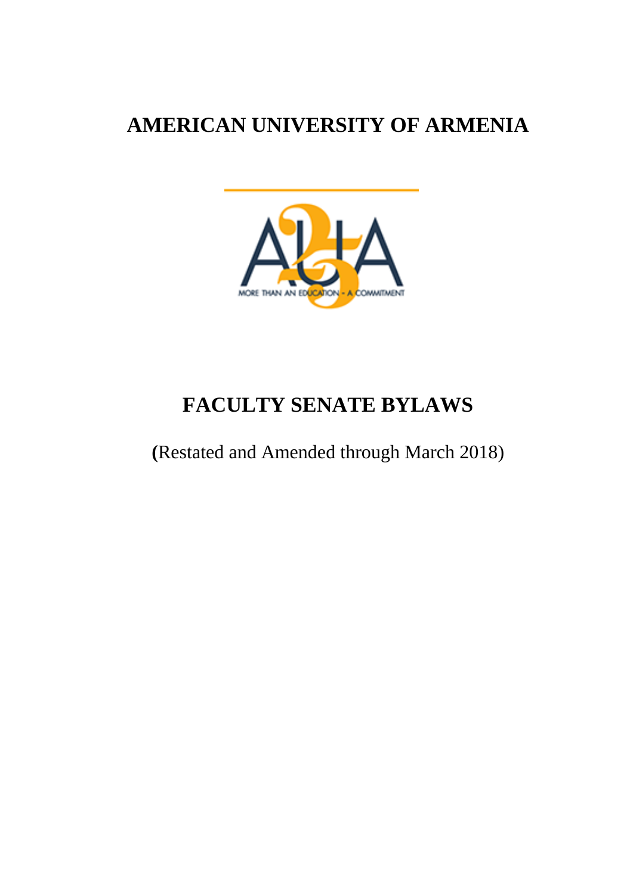# AMERICAN UNIVERSITY OF ARMENIA

# FACULTY SENATE BYLAWS

(Restated and Amended through March 2018)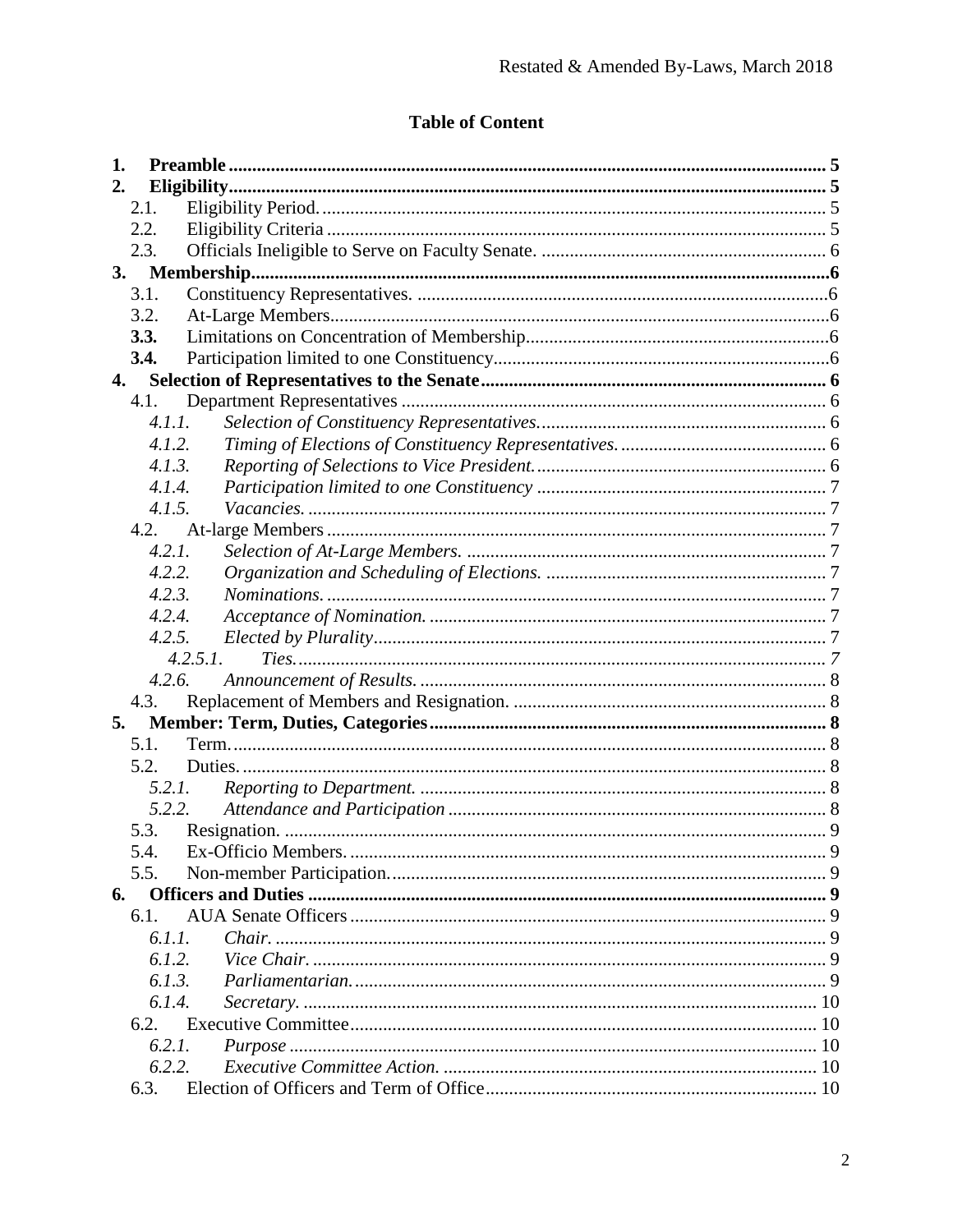## Table of Content

1. **Preamble** ..... 5
2. **Eligibility** ..... 5
   - 2.1. Eligibility Period. ..... 5
   - 2.2. Eligibility Criteria ..... 5
   - 2.3. Officials Ineligible to Serve on Faculty Senate. ..... 6
3. **Membership** ..... 6
   - 3.1. Constituency Representatives. ..... 6
   - 3.2. At-Large Members ..... 6
   - **3.3.** Limitations on Concentration of Membership ..... 6
   - **3.4.** Participation limited to one Constituency ..... 6
4. **Selection of Representatives to the Senate** ..... 6
   - 4.1. Department Representatives ..... 6
     - *4.1.1. Selection of Constituency Representatives.* ..... 6
     - *4.1.2. Timing of Elections of Constituency Representatives.* ..... 6
     - *4.1.3. Reporting of Selections to Vice President.* ..... 6
     - *4.1.4. Participation limited to one Constituency* ..... 7
     - *4.1.5. Vacancies.* ..... 7
   - 4.2. At-large Members ..... 7
     - *4.2.1. Selection of At-Large Members.* ..... 7
     - *4.2.2. Organization and Scheduling of Elections.* ..... 7
     - *4.2.3. Nominations.* ..... 7
     - *4.2.4. Acceptance of Nomination.* ..... 7
     - *4.2.5. Elected by Plurality* ..... 7
       - *4.2.5.1. Ties.* ..... 7
     - *4.2.6. Announcement of Results.* ..... 8
   - 4.3. Replacement of Members and Resignation. ..... 8
5. **Member: Term, Duties, Categories** ..... 8
   - 5.1. Term. ..... 8
   - 5.2. Duties. ..... 8
     - *5.2.1. Reporting to Department.* ..... 8
     - *5.2.2. Attendance and Participation* ..... 8
   - 5.3. Resignation. ..... 9
   - 5.4. Ex-Officio Members. ..... 9
   - 5.5. Non-member Participation. ..... 9
6. **Officers and Duties** ..... 9
   - 6.1. AUA Senate Officers ..... 9
     - *6.1.1. Chair.* ..... 9
     - *6.1.2. Vice Chair.* ..... 9
     - *6.1.3. Parliamentarian.* ..... 9
     - *6.1.4. Secretary.* ..... 10
   - 6.2. Executive Committee ..... 10
     - *6.2.1. Purpose* ..... 10
     - *6.2.2. Executive Committee Action.* ..... 10
   - 6.3. Election of Officers and Term of Office ..... 10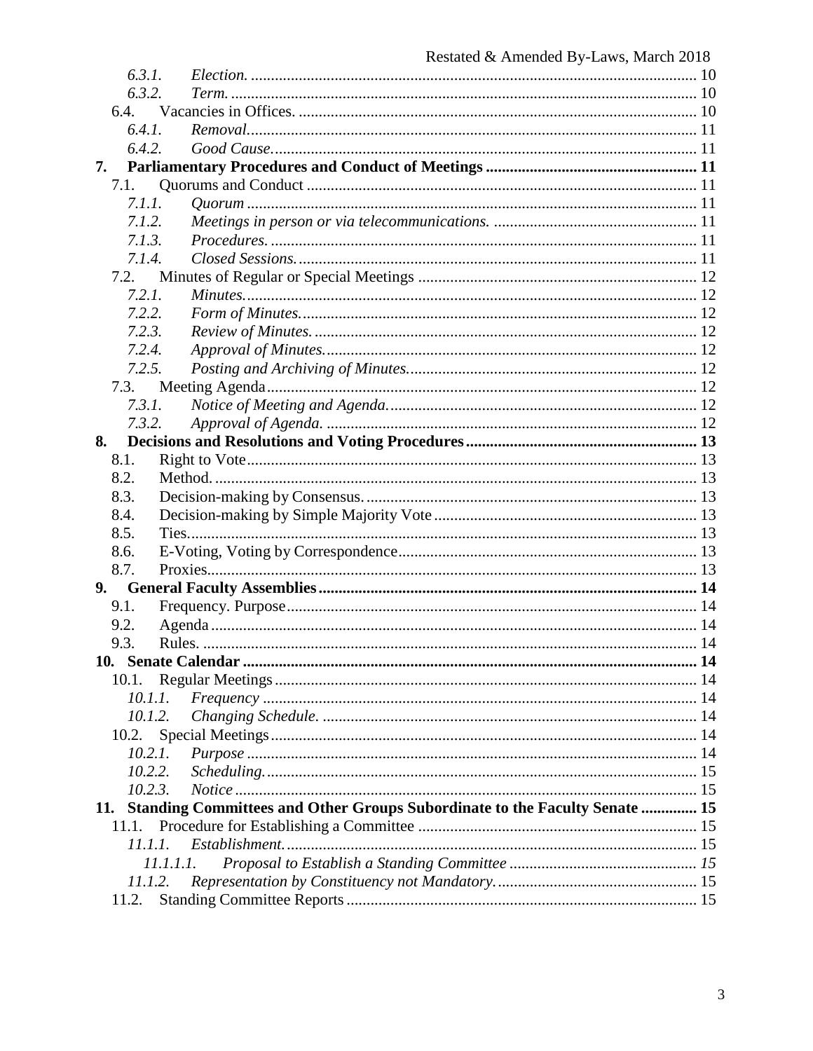6.3.1. *Election.* ............ 10
6.3.2. *Term.* ............ 10
6.4. Vacancies in Offices. ............ 10
6.4.1. *Removal.* ............ 11
6.4.2. *Good Cause.* ............ 11

**7. Parliamentary Procedures and Conduct of Meetings ............ 11**

7.1. Quorums and Conduct ............ 11
7.1.1. *Quorum* ............ 11
7.1.2. *Meetings in person or via telecommunications.* ............ 11
7.1.3. *Procedures.* ............ 11
7.1.4. *Closed Sessions.* ............ 11
7.2. Minutes of Regular or Special Meetings ............ 12
7.2.1. *Minutes.* ............ 12
7.2.2. *Form of Minutes.* ............ 12
7.2.3. *Review of Minutes.* ............ 12
7.2.4. *Approval of Minutes.* ............ 12
7.2.5. *Posting and Archiving of Minutes.* ............ 12
7.3. Meeting Agenda ............ 12
7.3.1. *Notice of Meeting and Agenda.* ............ 12
7.3.2. *Approval of Agenda.* ............ 12

**8. Decisions and Resolutions and Voting Procedures ............ 13**

8.1. Right to Vote ............ 13
8.2. Method. ............ 13
8.3. Decision-making by Consensus. ............ 13
8.4. Decision-making by Simple Majority Vote ............ 13
8.5. Ties. ............ 13
8.6. E-Voting, Voting by Correspondence ............ 13
8.7. Proxies. ............ 13

**9. General Faculty Assemblies ............ 14**

9.1. Frequency. Purpose ............ 14
9.2. Agenda ............ 14
9.3. Rules. ............ 14

**10. Senate Calendar ............ 14**

10.1. Regular Meetings ............ 14
10.1.1. *Frequency* ............ 14
10.1.2. *Changing Schedule.* ............ 14
10.2. Special Meetings ............ 14
10.2.1. *Purpose* ............ 14
10.2.2. *Scheduling.* ............ 15
10.2.3. *Notice* ............ 15

**11. Standing Committees and Other Groups Subordinate to the Faculty Senate ............ 15**

11.1. Procedure for Establishing a Committee ............ 15
11.1.1. *Establishment.* ............ 15
11.1.1.1. *Proposal to Establish a Standing Committee* ............ *15*
11.1.2. *Representation by Constituency not Mandatory.* ............ 15
11.2. Standing Committee Reports ............ 15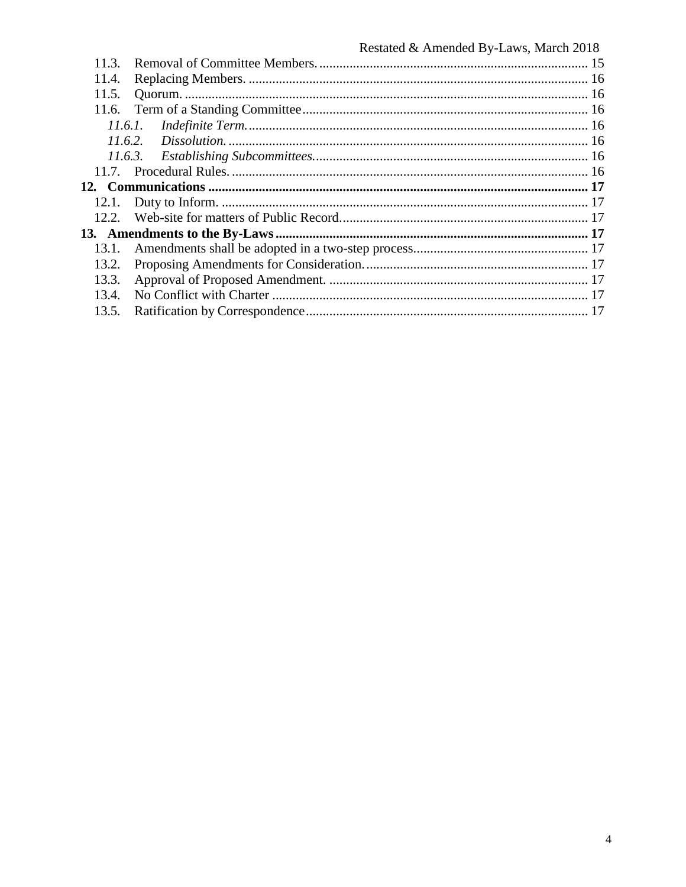11.3. Removal of Committee Members. 15
11.4. Replacing Members. 16
11.5. Quorum. 16
11.6. Term of a Standing Committee 16
*11.6.1. Indefinite Term.* 16
*11.6.2. Dissolution.* 16
*11.6.3. Establishing Subcommittees.* 16
11.7. Procedural Rules. 16
**12. Communications 17**
12.1. Duty to Inform. 17
12.2. Web-site for matters of Public Record. 17
**13. Amendments to the By-Laws 17**
13.1. Amendments shall be adopted in a two-step process. 17
13.2. Proposing Amendments for Consideration. 17
13.3. Approval of Proposed Amendment. 17
13.4. No Conflict with Charter 17
13.5. Ratification by Correspondence 17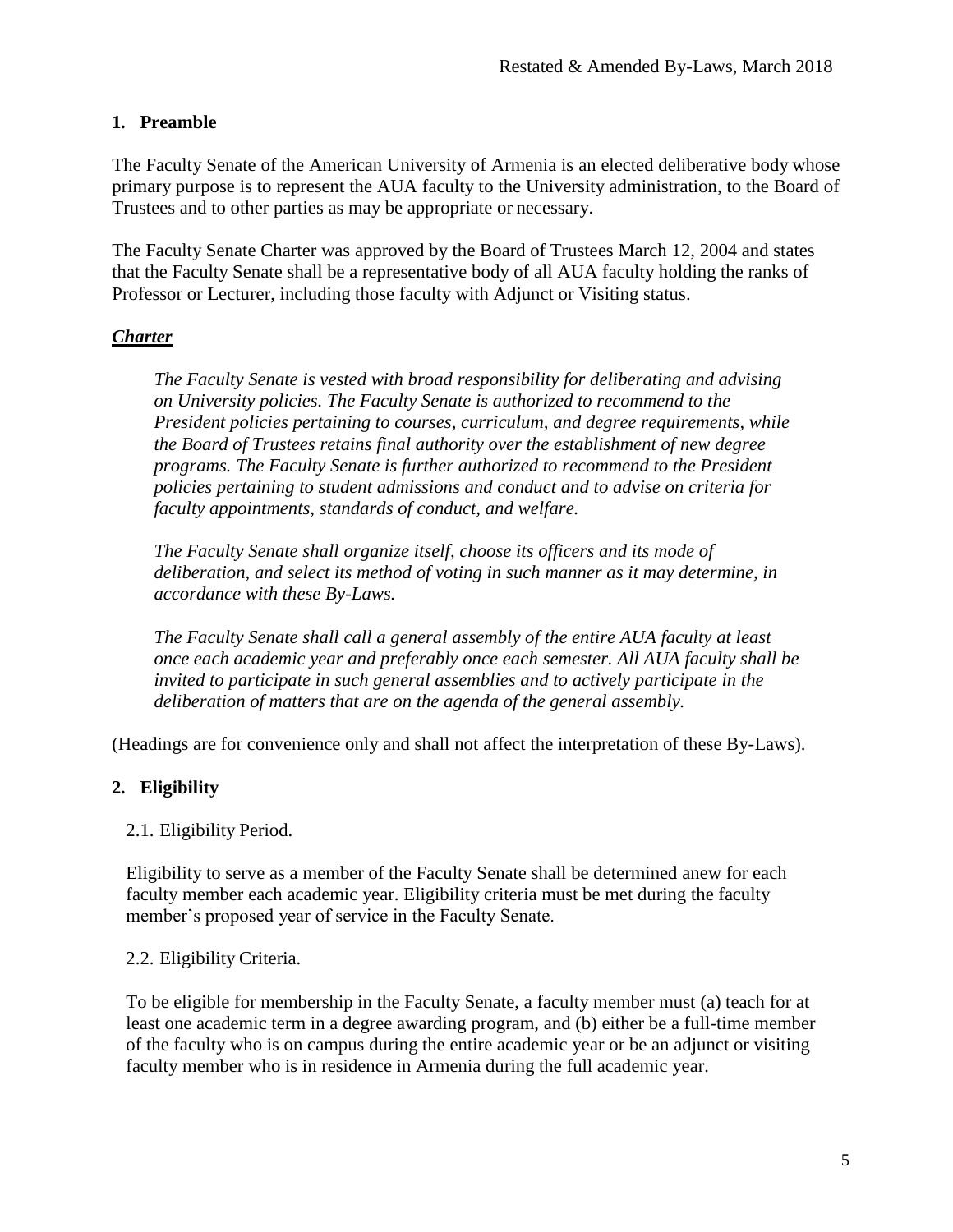## 1. Preamble

The Faculty Senate of the American University of Armenia is an elected deliberative body whose primary purpose is to represent the AUA faculty to the University administration, to the Board of Trustees and to other parties as may be appropriate or necessary.

The Faculty Senate Charter was approved by the Board of Trustees March 12, 2004 and states that the Faculty Senate shall be a representative body of all AUA faculty holding the ranks of Professor or Lecturer, including those faculty with Adjunct or Visiting status.

***Charter***

> *The Faculty Senate is vested with broad responsibility for deliberating and advising on University policies. The Faculty Senate is authorized to recommend to the President policies pertaining to courses, curriculum, and degree requirements, while the Board of Trustees retains final authority over the establishment of new degree programs. The Faculty Senate is further authorized to recommend to the President policies pertaining to student admissions and conduct and to advise on criteria for faculty appointments, standards of conduct, and welfare.*
>
> *The Faculty Senate shall organize itself, choose its officers and its mode of deliberation, and select its method of voting in such manner as it may determine, in accordance with these By-Laws.*
>
> *The Faculty Senate shall call a general assembly of the entire AUA faculty at least once each academic year and preferably once each semester. All AUA faculty shall be invited to participate in such general assemblies and to actively participate in the deliberation of matters that are on the agenda of the general assembly.*

(Headings are for convenience only and shall not affect the interpretation of these By-Laws).

## 2. Eligibility

2.1. Eligibility Period.

Eligibility to serve as a member of the Faculty Senate shall be determined anew for each faculty member each academic year. Eligibility criteria must be met during the faculty member's proposed year of service in the Faculty Senate.

2.2. Eligibility Criteria.

To be eligible for membership in the Faculty Senate, a faculty member must (a) teach for at least one academic term in a degree awarding program, and (b) either be a full-time member of the faculty who is on campus during the entire academic year or be an adjunct or visiting faculty member who is in residence in Armenia during the full academic year.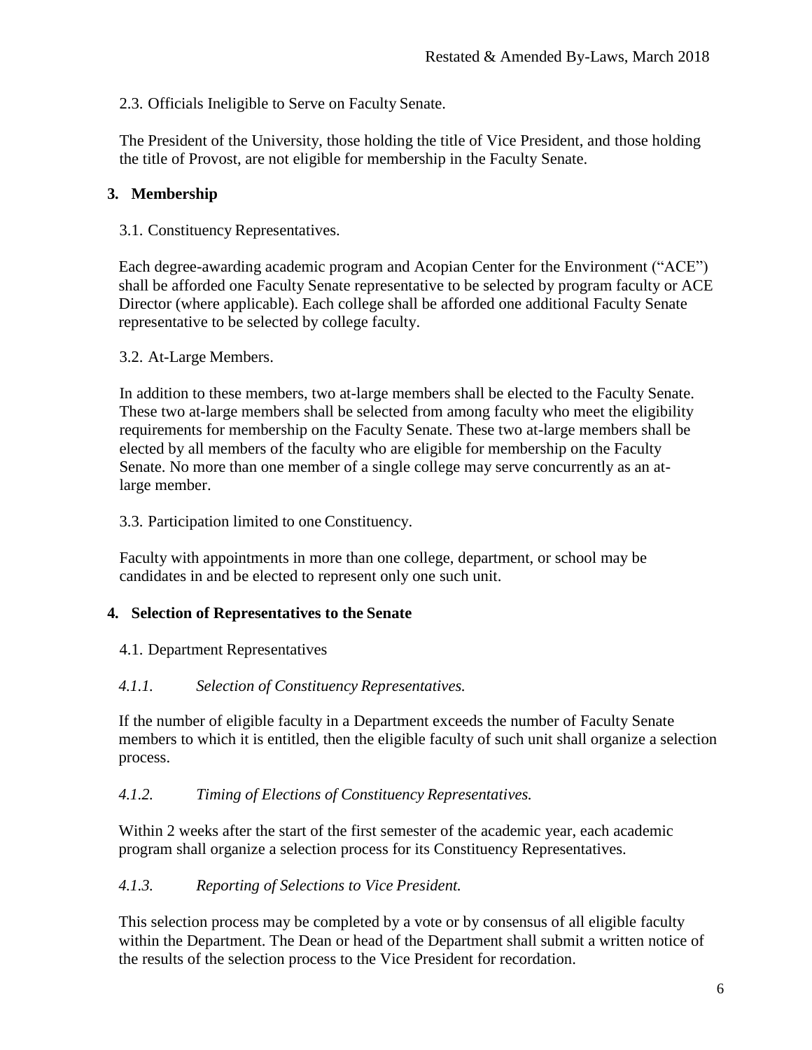2.3. Officials Ineligible to Serve on Faculty Senate.

The President of the University, those holding the title of Vice President, and those holding the title of Provost, are not eligible for membership in the Faculty Senate.

## 3. Membership

3.1. Constituency Representatives.

Each degree-awarding academic program and Acopian Center for the Environment ("ACE") shall be afforded one Faculty Senate representative to be selected by program faculty or ACE Director (where applicable). Each college shall be afforded one additional Faculty Senate representative to be selected by college faculty.

3.2. At-Large Members.

In addition to these members, two at-large members shall be elected to the Faculty Senate. These two at-large members shall be selected from among faculty who meet the eligibility requirements for membership on the Faculty Senate. These two at-large members shall be elected by all members of the faculty who are eligible for membership on the Faculty Senate. No more than one member of a single college may serve concurrently as an at-large member.

3.3. Participation limited to one Constituency.

Faculty with appointments in more than one college, department, or school may be candidates in and be elected to represent only one such unit.

## 4. Selection of Representatives to the Senate

4.1. Department Representatives

*4.1.1. Selection of Constituency Representatives.*

If the number of eligible faculty in a Department exceeds the number of Faculty Senate members to which it is entitled, then the eligible faculty of such unit shall organize a selection process.

*4.1.2. Timing of Elections of Constituency Representatives.*

Within 2 weeks after the start of the first semester of the academic year, each academic program shall organize a selection process for its Constituency Representatives.

*4.1.3. Reporting of Selections to Vice President.*

This selection process may be completed by a vote or by consensus of all eligible faculty within the Department. The Dean or head of the Department shall submit a written notice of the results of the selection process to the Vice President for recordation.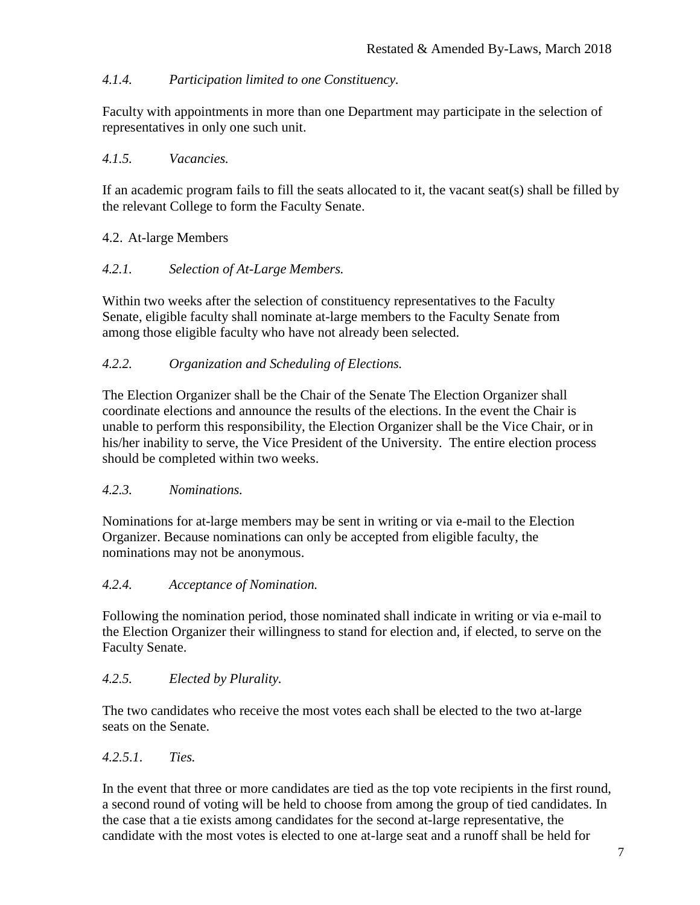*4.1.4. Participation limited to one Constituency.*

Faculty with appointments in more than one Department may participate in the selection of representatives in only one such unit.

*4.1.5. Vacancies.*

If an academic program fails to fill the seats allocated to it, the vacant seat(s) shall be filled by the relevant College to form the Faculty Senate.

4.2. At-large Members

*4.2.1. Selection of At-Large Members.*

Within two weeks after the selection of constituency representatives to the Faculty Senate, eligible faculty shall nominate at-large members to the Faculty Senate from among those eligible faculty who have not already been selected.

*4.2.2. Organization and Scheduling of Elections.*

The Election Organizer shall be the Chair of the Senate The Election Organizer shall coordinate elections and announce the results of the elections. In the event the Chair is unable to perform this responsibility, the Election Organizer shall be the Vice Chair, or in his/her inability to serve, the Vice President of the University. The entire election process should be completed within two weeks.

*4.2.3. Nominations.*

Nominations for at-large members may be sent in writing or via e-mail to the Election Organizer. Because nominations can only be accepted from eligible faculty, the nominations may not be anonymous.

*4.2.4. Acceptance of Nomination.*

Following the nomination period, those nominated shall indicate in writing or via e-mail to the Election Organizer their willingness to stand for election and, if elected, to serve on the Faculty Senate.

*4.2.5. Elected by Plurality.*

The two candidates who receive the most votes each shall be elected to the two at-large seats on the Senate.

*4.2.5.1. Ties.*

In the event that three or more candidates are tied as the top vote recipients in the first round, a second round of voting will be held to choose from among the group of tied candidates. In the case that a tie exists among candidates for the second at-large representative, the candidate with the most votes is elected to one at-large seat and a runoff shall be held for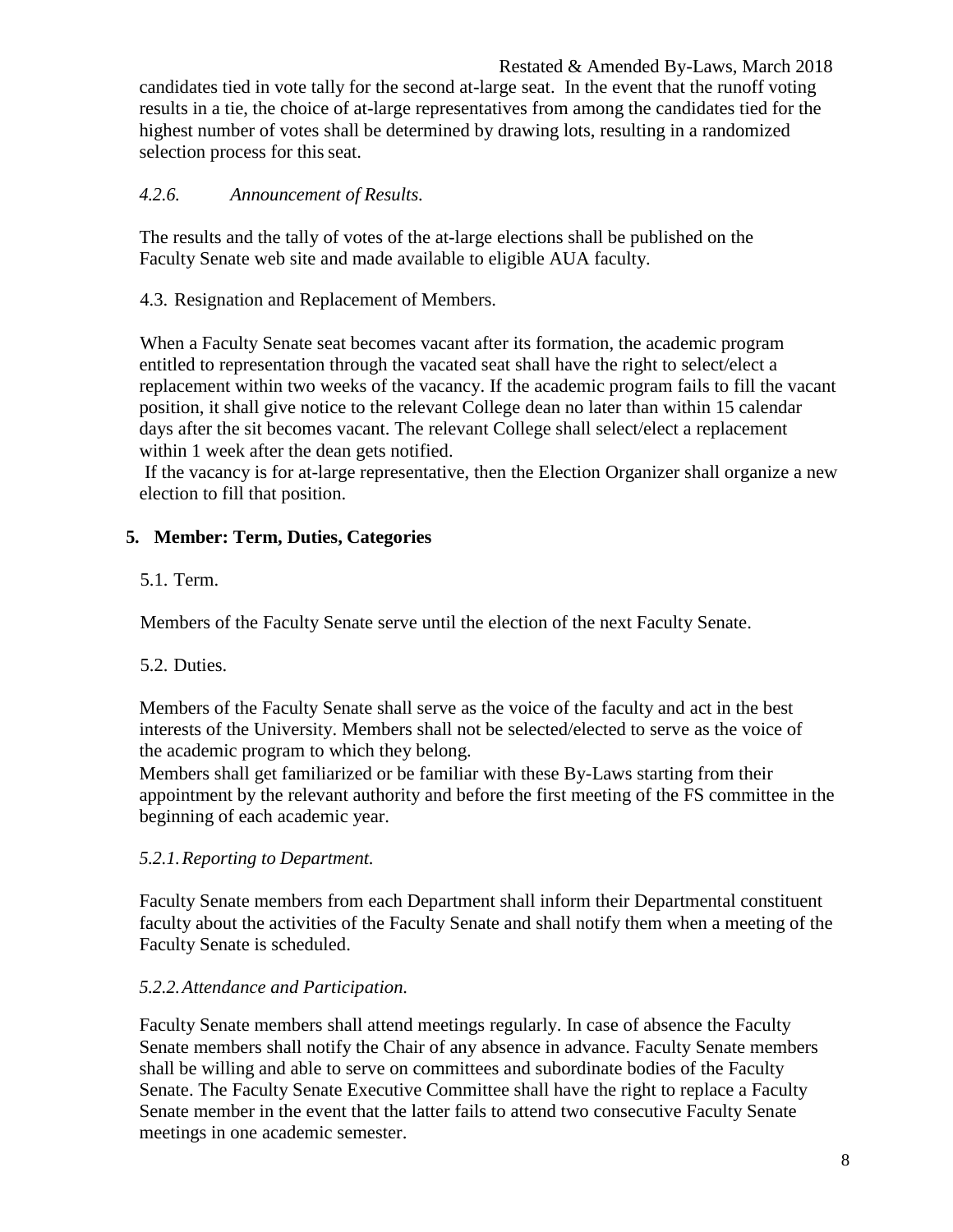candidates tied in vote tally for the second at-large seat. In the event that the runoff voting results in a tie, the choice of at-large representatives from among the candidates tied for the highest number of votes shall be determined by drawing lots, resulting in a randomized selection process for this seat.

*4.2.6. Announcement of Results.*

The results and the tally of votes of the at-large elections shall be published on the Faculty Senate web site and made available to eligible AUA faculty.

4.3. Resignation and Replacement of Members.

When a Faculty Senate seat becomes vacant after its formation, the academic program entitled to representation through the vacated seat shall have the right to select/elect a replacement within two weeks of the vacancy. If the academic program fails to fill the vacant position, it shall give notice to the relevant College dean no later than within 15 calendar days after the sit becomes vacant. The relevant College shall select/elect a replacement within 1 week after the dean gets notified.

If the vacancy is for at-large representative, then the Election Organizer shall organize a new election to fill that position.

## 5. Member: Term, Duties, Categories

5.1. Term.

Members of the Faculty Senate serve until the election of the next Faculty Senate.

5.2. Duties.

Members of the Faculty Senate shall serve as the voice of the faculty and act in the best interests of the University. Members shall not be selected/elected to serve as the voice of the academic program to which they belong.

Members shall get familiarized or be familiar with these By-Laws starting from their appointment by the relevant authority and before the first meeting of the FS committee in the beginning of each academic year.

*5.2.1. Reporting to Department.*

Faculty Senate members from each Department shall inform their Departmental constituent faculty about the activities of the Faculty Senate and shall notify them when a meeting of the Faculty Senate is scheduled.

*5.2.2. Attendance and Participation.*

Faculty Senate members shall attend meetings regularly. In case of absence the Faculty Senate members shall notify the Chair of any absence in advance. Faculty Senate members shall be willing and able to serve on committees and subordinate bodies of the Faculty Senate. The Faculty Senate Executive Committee shall have the right to replace a Faculty Senate member in the event that the latter fails to attend two consecutive Faculty Senate meetings in one academic semester.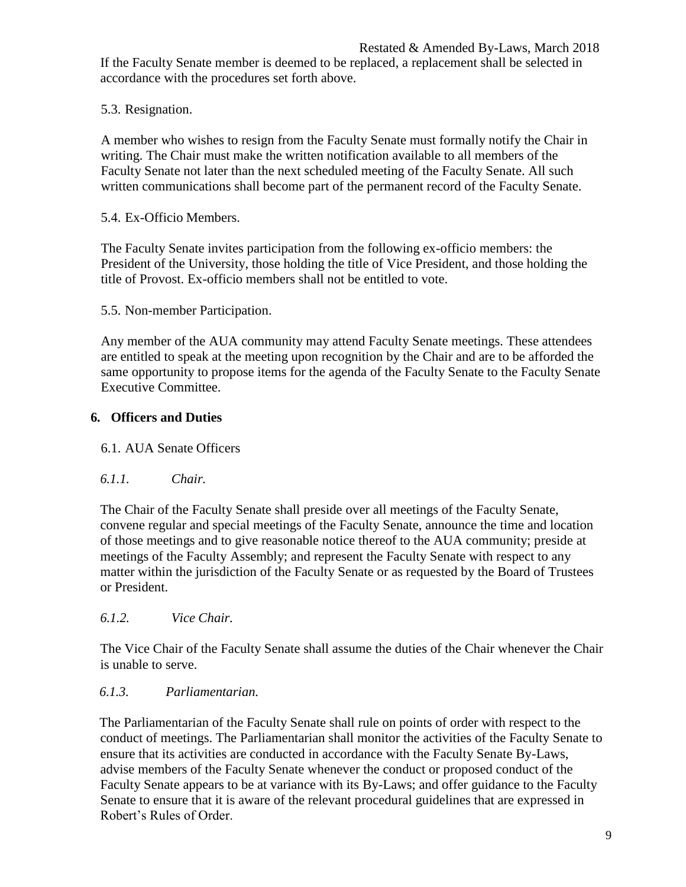If the Faculty Senate member is deemed to be replaced, a replacement shall be selected in accordance with the procedures set forth above.

5.3. Resignation.

A member who wishes to resign from the Faculty Senate must formally notify the Chair in writing. The Chair must make the written notification available to all members of the Faculty Senate not later than the next scheduled meeting of the Faculty Senate. All such written communications shall become part of the permanent record of the Faculty Senate.

5.4. Ex-Officio Members.

The Faculty Senate invites participation from the following ex-officio members: the President of the University, those holding the title of Vice President, and those holding the title of Provost. Ex-officio members shall not be entitled to vote.

5.5. Non-member Participation.

Any member of the AUA community may attend Faculty Senate meetings. These attendees are entitled to speak at the meeting upon recognition by the Chair and are to be afforded the same opportunity to propose items for the agenda of the Faculty Senate to the Faculty Senate Executive Committee.

## 6. Officers and Duties

6.1. AUA Senate Officers

*6.1.1. Chair.*

The Chair of the Faculty Senate shall preside over all meetings of the Faculty Senate, convene regular and special meetings of the Faculty Senate, announce the time and location of those meetings and to give reasonable notice thereof to the AUA community; preside at meetings of the Faculty Assembly; and represent the Faculty Senate with respect to any matter within the jurisdiction of the Faculty Senate or as requested by the Board of Trustees or President.

*6.1.2. Vice Chair.*

The Vice Chair of the Faculty Senate shall assume the duties of the Chair whenever the Chair is unable to serve.

*6.1.3. Parliamentarian.*

The Parliamentarian of the Faculty Senate shall rule on points of order with respect to the conduct of meetings. The Parliamentarian shall monitor the activities of the Faculty Senate to ensure that its activities are conducted in accordance with the Faculty Senate By-Laws, advise members of the Faculty Senate whenever the conduct or proposed conduct of the Faculty Senate appears to be at variance with its By-Laws; and offer guidance to the Faculty Senate to ensure that it is aware of the relevant procedural guidelines that are expressed in Robert's Rules of Order.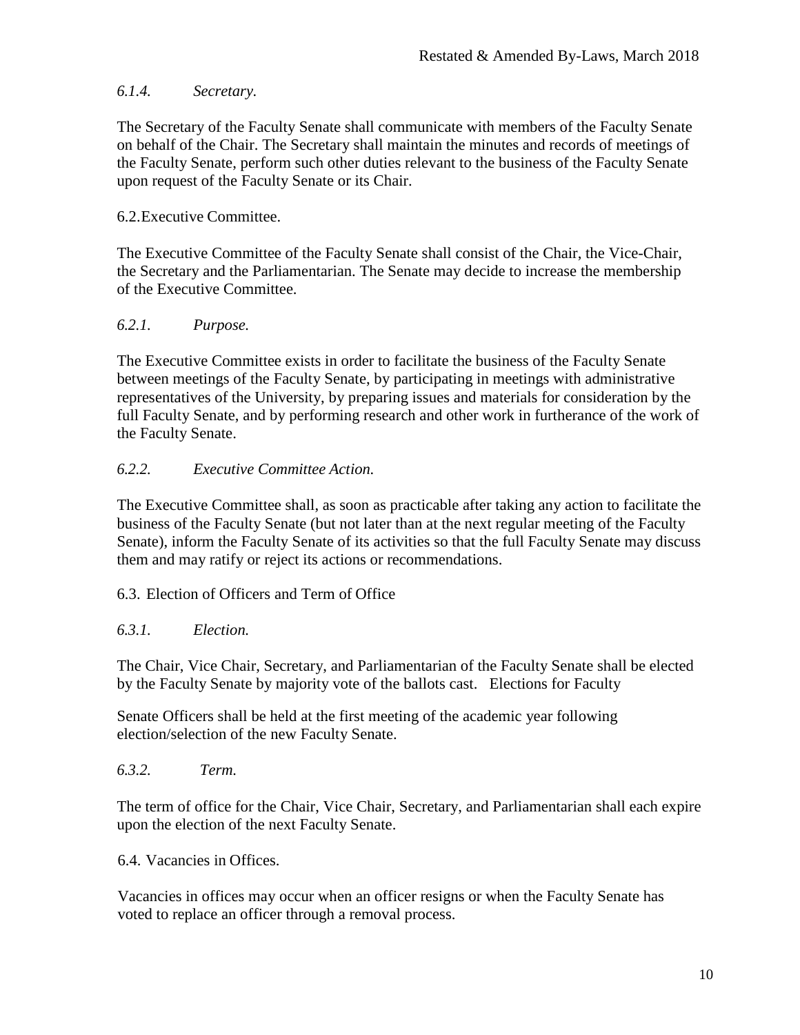*6.1.4. Secretary.*

The Secretary of the Faculty Senate shall communicate with members of the Faculty Senate on behalf of the Chair. The Secretary shall maintain the minutes and records of meetings of the Faculty Senate, perform such other duties relevant to the business of the Faculty Senate upon request of the Faculty Senate or its Chair.

6.2. Executive Committee.

The Executive Committee of the Faculty Senate shall consist of the Chair, the Vice-Chair, the Secretary and the Parliamentarian. The Senate may decide to increase the membership of the Executive Committee.

*6.2.1. Purpose.*

The Executive Committee exists in order to facilitate the business of the Faculty Senate between meetings of the Faculty Senate, by participating in meetings with administrative representatives of the University, by preparing issues and materials for consideration by the full Faculty Senate, and by performing research and other work in furtherance of the work of the Faculty Senate.

*6.2.2. Executive Committee Action.*

The Executive Committee shall, as soon as practicable after taking any action to facilitate the business of the Faculty Senate (but not later than at the next regular meeting of the Faculty Senate), inform the Faculty Senate of its activities so that the full Faculty Senate may discuss them and may ratify or reject its actions or recommendations.

6.3. Election of Officers and Term of Office

*6.3.1. Election.*

The Chair, Vice Chair, Secretary, and Parliamentarian of the Faculty Senate shall be elected by the Faculty Senate by majority vote of the ballots cast. Elections for Faculty

Senate Officers shall be held at the first meeting of the academic year following election/selection of the new Faculty Senate.

*6.3.2. Term.*

The term of office for the Chair, Vice Chair, Secretary, and Parliamentarian shall each expire upon the election of the next Faculty Senate.

6.4. Vacancies in Offices.

Vacancies in offices may occur when an officer resigns or when the Faculty Senate has voted to replace an officer through a removal process.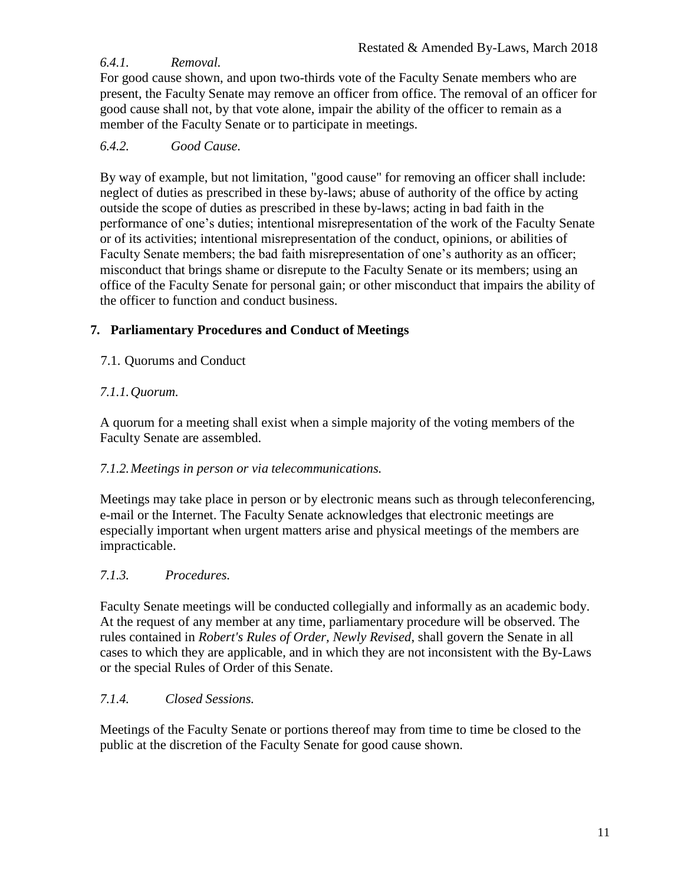*6.4.1. Removal.*

For good cause shown, and upon two-thirds vote of the Faculty Senate members who are present, the Faculty Senate may remove an officer from office. The removal of an officer for good cause shall not, by that vote alone, impair the ability of the officer to remain as a member of the Faculty Senate or to participate in meetings.

*6.4.2. Good Cause.*

By way of example, but not limitation, "good cause" for removing an officer shall include: neglect of duties as prescribed in these by-laws; abuse of authority of the office by acting outside the scope of duties as prescribed in these by-laws; acting in bad faith in the performance of one's duties; intentional misrepresentation of the work of the Faculty Senate or of its activities; intentional misrepresentation of the conduct, opinions, or abilities of Faculty Senate members; the bad faith misrepresentation of one's authority as an officer; misconduct that brings shame or disrepute to the Faculty Senate or its members; using an office of the Faculty Senate for personal gain; or other misconduct that impairs the ability of the officer to function and conduct business.

## 7. Parliamentary Procedures and Conduct of Meetings

### 7.1. Quorums and Conduct

*7.1.1. Quorum.*

A quorum for a meeting shall exist when a simple majority of the voting members of the Faculty Senate are assembled.

*7.1.2. Meetings in person or via telecommunications.*

Meetings may take place in person or by electronic means such as through teleconferencing, e-mail or the Internet. The Faculty Senate acknowledges that electronic meetings are especially important when urgent matters arise and physical meetings of the members are impracticable.

*7.1.3. Procedures.*

Faculty Senate meetings will be conducted collegially and informally as an academic body. At the request of any member at any time, parliamentary procedure will be observed. The rules contained in *Robert's Rules of Order, Newly Revised*, shall govern the Senate in all cases to which they are applicable, and in which they are not inconsistent with the By-Laws or the special Rules of Order of this Senate.

*7.1.4. Closed Sessions.*

Meetings of the Faculty Senate or portions thereof may from time to time be closed to the public at the discretion of the Faculty Senate for good cause shown.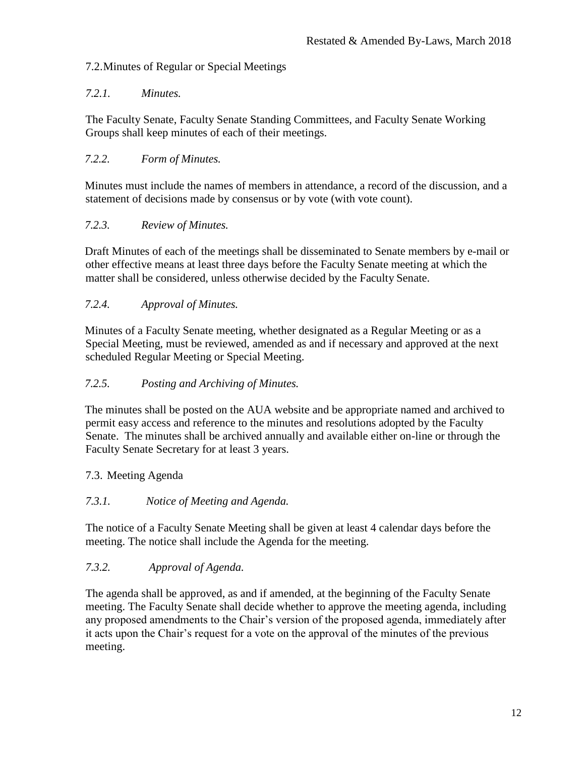## 7.2. Minutes of Regular or Special Meetings

### *7.2.1. Minutes.*

The Faculty Senate, Faculty Senate Standing Committees, and Faculty Senate Working Groups shall keep minutes of each of their meetings.

### *7.2.2. Form of Minutes.*

Minutes must include the names of members in attendance, a record of the discussion, and a statement of decisions made by consensus or by vote (with vote count).

### *7.2.3. Review of Minutes.*

Draft Minutes of each of the meetings shall be disseminated to Senate members by e-mail or other effective means at least three days before the Faculty Senate meeting at which the matter shall be considered, unless otherwise decided by the Faculty Senate.

### *7.2.4. Approval of Minutes.*

Minutes of a Faculty Senate meeting, whether designated as a Regular Meeting or as a Special Meeting, must be reviewed, amended as and if necessary and approved at the next scheduled Regular Meeting or Special Meeting.

### *7.2.5. Posting and Archiving of Minutes.*

The minutes shall be posted on the AUA website and be appropriate named and archived to permit easy access and reference to the minutes and resolutions adopted by the Faculty Senate. The minutes shall be archived annually and available either on-line or through the Faculty Senate Secretary for at least 3 years.

## 7.3. Meeting Agenda

### *7.3.1. Notice of Meeting and Agenda.*

The notice of a Faculty Senate Meeting shall be given at least 4 calendar days before the meeting. The notice shall include the Agenda for the meeting.

### *7.3.2. Approval of Agenda.*

The agenda shall be approved, as and if amended, at the beginning of the Faculty Senate meeting. The Faculty Senate shall decide whether to approve the meeting agenda, including any proposed amendments to the Chair's version of the proposed agenda, immediately after it acts upon the Chair's request for a vote on the approval of the minutes of the previous meeting.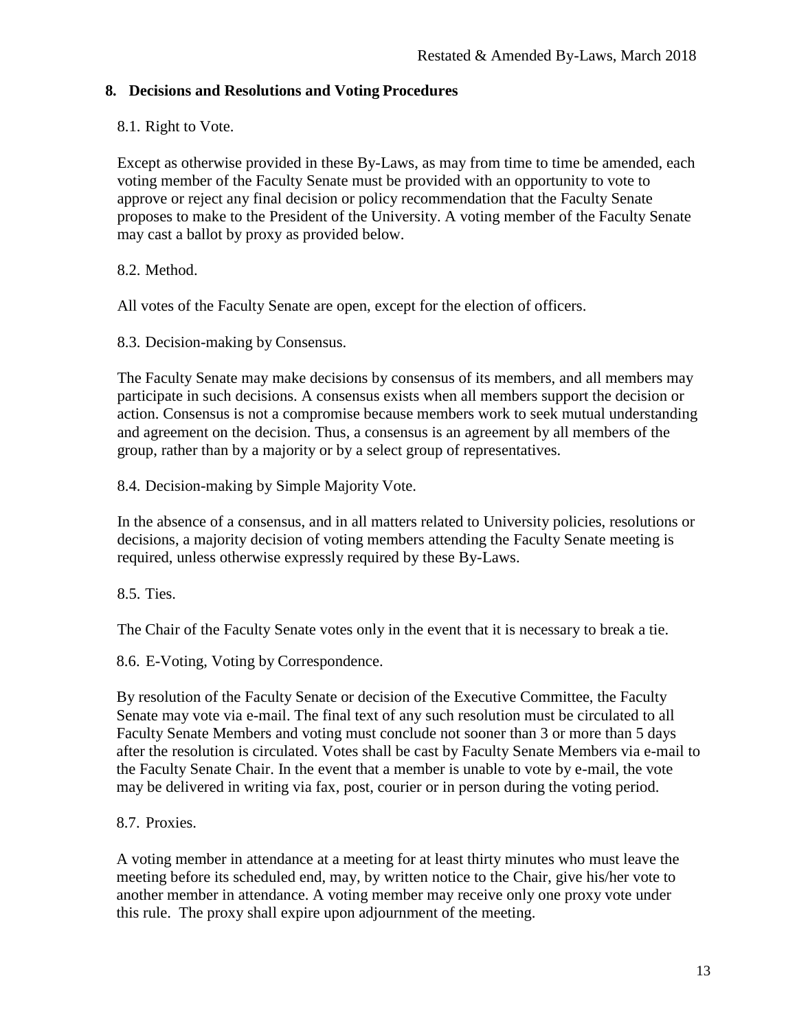## 8. Decisions and Resolutions and Voting Procedures

8.1. Right to Vote.

Except as otherwise provided in these By-Laws, as may from time to time be amended, each voting member of the Faculty Senate must be provided with an opportunity to vote to approve or reject any final decision or policy recommendation that the Faculty Senate proposes to make to the President of the University. A voting member of the Faculty Senate may cast a ballot by proxy as provided below.

8.2. Method.

All votes of the Faculty Senate are open, except for the election of officers.

8.3. Decision-making by Consensus.

The Faculty Senate may make decisions by consensus of its members, and all members may participate in such decisions. A consensus exists when all members support the decision or action. Consensus is not a compromise because members work to seek mutual understanding and agreement on the decision. Thus, a consensus is an agreement by all members of the group, rather than by a majority or by a select group of representatives.

8.4. Decision-making by Simple Majority Vote.

In the absence of a consensus, and in all matters related to University policies, resolutions or decisions, a majority decision of voting members attending the Faculty Senate meeting is required, unless otherwise expressly required by these By-Laws.

8.5. Ties.

The Chair of the Faculty Senate votes only in the event that it is necessary to break a tie.

8.6. E-Voting, Voting by Correspondence.

By resolution of the Faculty Senate or decision of the Executive Committee, the Faculty Senate may vote via e-mail. The final text of any such resolution must be circulated to all Faculty Senate Members and voting must conclude not sooner than 3 or more than 5 days after the resolution is circulated. Votes shall be cast by Faculty Senate Members via e-mail to the Faculty Senate Chair. In the event that a member is unable to vote by e-mail, the vote may be delivered in writing via fax, post, courier or in person during the voting period.

8.7. Proxies.

A voting member in attendance at a meeting for at least thirty minutes who must leave the meeting before its scheduled end, may, by written notice to the Chair, give his/her vote to another member in attendance. A voting member may receive only one proxy vote under this rule. The proxy shall expire upon adjournment of the meeting.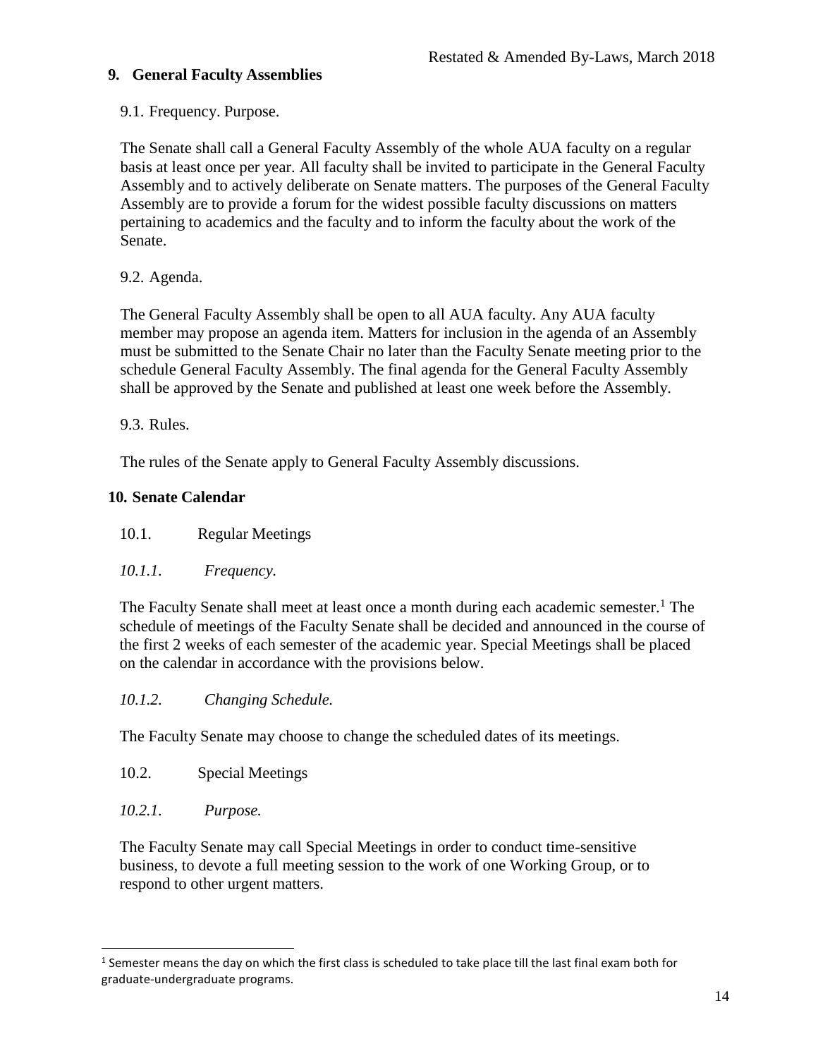## 9. General Faculty Assemblies

9.1. Frequency. Purpose.

The Senate shall call a General Faculty Assembly of the whole AUA faculty on a regular basis at least once per year. All faculty shall be invited to participate in the General Faculty Assembly and to actively deliberate on Senate matters. The purposes of the General Faculty Assembly are to provide a forum for the widest possible faculty discussions on matters pertaining to academics and the faculty and to inform the faculty about the work of the Senate.

9.2. Agenda.

The General Faculty Assembly shall be open to all AUA faculty. Any AUA faculty member may propose an agenda item. Matters for inclusion in the agenda of an Assembly must be submitted to the Senate Chair no later than the Faculty Senate meeting prior to the schedule General Faculty Assembly. The final agenda for the General Faculty Assembly shall be approved by the Senate and published at least one week before the Assembly.

9.3. Rules.

The rules of the Senate apply to General Faculty Assembly discussions.

## 10. Senate Calendar

10.1. Regular Meetings

*10.1.1. Frequency.*

The Faculty Senate shall meet at least once a month during each academic semester.[1] The schedule of meetings of the Faculty Senate shall be decided and announced in the course of the first 2 weeks of each semester of the academic year. Special Meetings shall be placed on the calendar in accordance with the provisions below.

*10.1.2. Changing Schedule.*

The Faculty Senate may choose to change the scheduled dates of its meetings.

10.2. Special Meetings

*10.2.1. Purpose.*

The Faculty Senate may call Special Meetings in order to conduct time-sensitive business, to devote a full meeting session to the work of one Working Group, or to respond to other urgent matters.

---

[1] Semester means the day on which the first class is scheduled to take place till the last final exam both for graduate-undergraduate programs.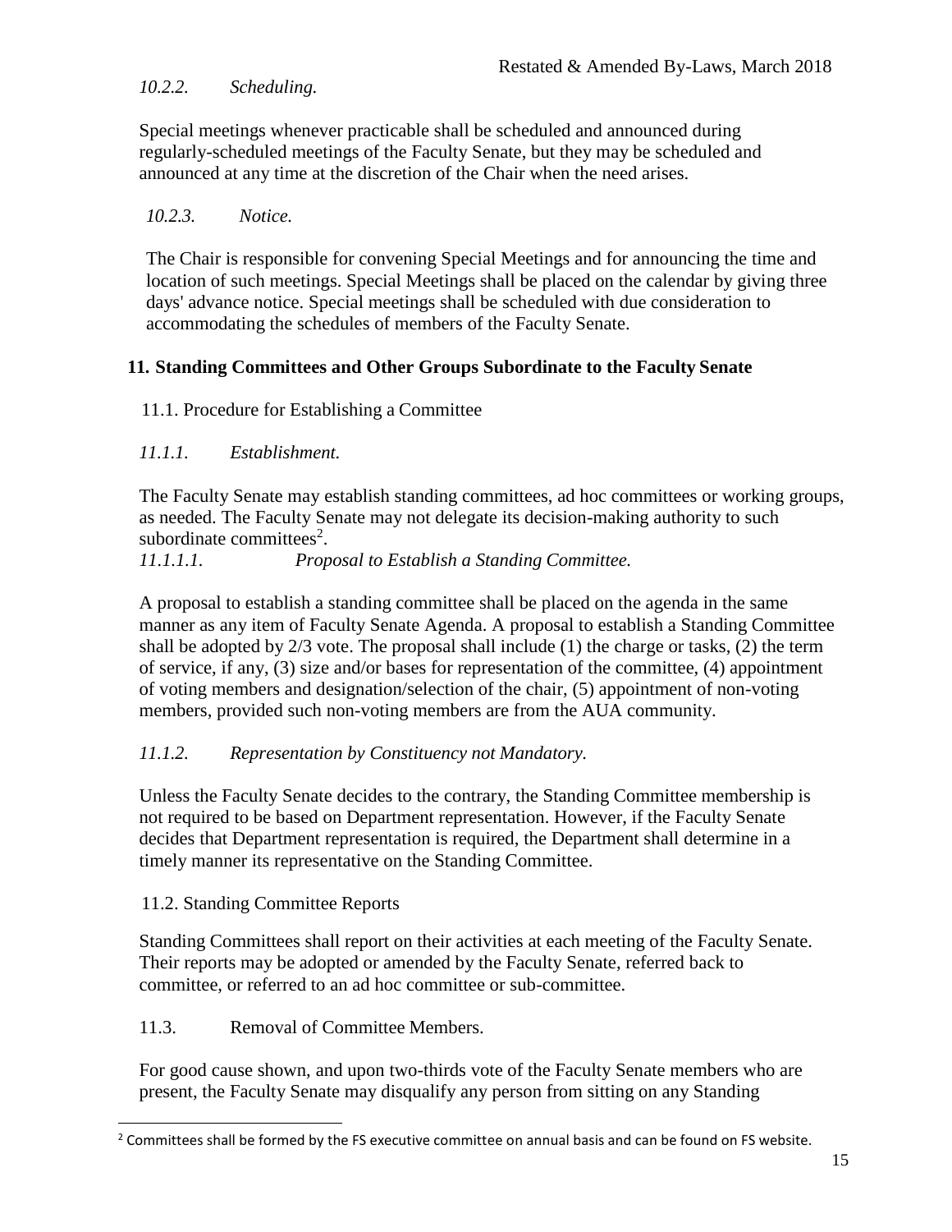*10.2.2. Scheduling.*

Special meetings whenever practicable shall be scheduled and announced during regularly-scheduled meetings of the Faculty Senate, but they may be scheduled and announced at any time at the discretion of the Chair when the need arises.

*10.2.3. Notice.*

The Chair is responsible for convening Special Meetings and for announcing the time and location of such meetings. Special Meetings shall be placed on the calendar by giving three days' advance notice. Special meetings shall be scheduled with due consideration to accommodating the schedules of members of the Faculty Senate.

## 11. Standing Committees and Other Groups Subordinate to the Faculty Senate

11.1. Procedure for Establishing a Committee

*11.1.1. Establishment.*

The Faculty Senate may establish standing committees, ad hoc committees or working groups, as needed. The Faculty Senate may not delegate its decision-making authority to such subordinate committees[2].

*11.1.1.1. Proposal to Establish a Standing Committee.*

A proposal to establish a standing committee shall be placed on the agenda in the same manner as any item of Faculty Senate Agenda. A proposal to establish a Standing Committee shall be adopted by 2/3 vote. The proposal shall include (1) the charge or tasks, (2) the term of service, if any, (3) size and/or bases for representation of the committee, (4) appointment of voting members and designation/selection of the chair, (5) appointment of non-voting members, provided such non-voting members are from the AUA community.

*11.1.2. Representation by Constituency not Mandatory.*

Unless the Faculty Senate decides to the contrary, the Standing Committee membership is not required to be based on Department representation. However, if the Faculty Senate decides that Department representation is required, the Department shall determine in a timely manner its representative on the Standing Committee.

11.2. Standing Committee Reports

Standing Committees shall report on their activities at each meeting of the Faculty Senate. Their reports may be adopted or amended by the Faculty Senate, referred back to committee, or referred to an ad hoc committee or sub-committee.

11.3. Removal of Committee Members.

For good cause shown, and upon two-thirds vote of the Faculty Senate members who are present, the Faculty Senate may disqualify any person from sitting on any Standing

[2] Committees shall be formed by the FS executive committee on annual basis and can be found on FS website.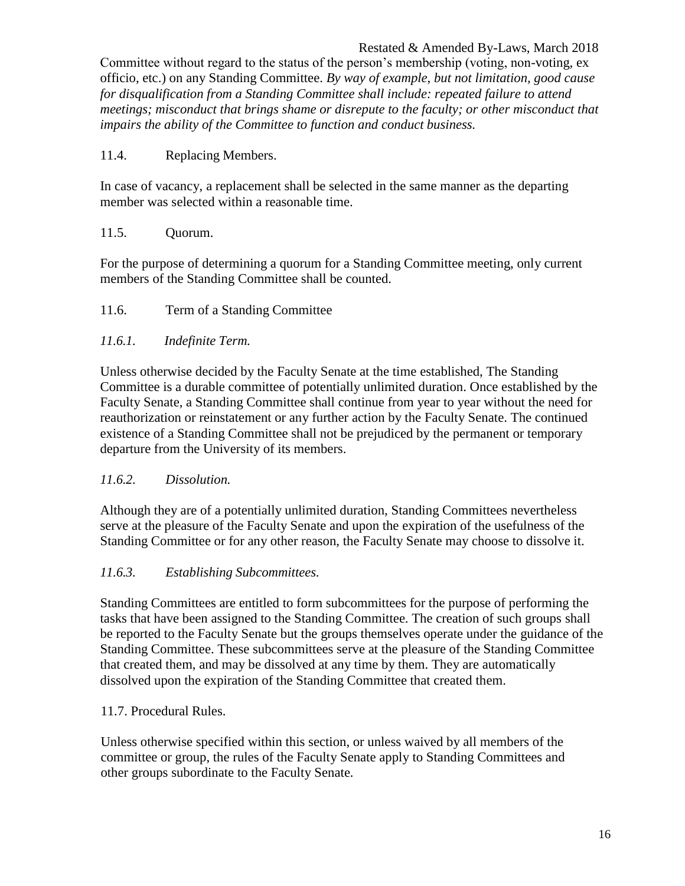Committee without regard to the status of the person's membership (voting, non-voting, ex officio, etc.) on any Standing Committee. *By way of example, but not limitation, good cause for disqualification from a Standing Committee shall include: repeated failure to attend meetings; misconduct that brings shame or disrepute to the faculty; or other misconduct that impairs the ability of the Committee to function and conduct business.*

11.4. Replacing Members.

In case of vacancy, a replacement shall be selected in the same manner as the departing member was selected within a reasonable time.

11.5. Quorum.

For the purpose of determining a quorum for a Standing Committee meeting, only current members of the Standing Committee shall be counted.

11.6. Term of a Standing Committee

*11.6.1. Indefinite Term.*

Unless otherwise decided by the Faculty Senate at the time established, The Standing Committee is a durable committee of potentially unlimited duration. Once established by the Faculty Senate, a Standing Committee shall continue from year to year without the need for reauthorization or reinstatement or any further action by the Faculty Senate. The continued existence of a Standing Committee shall not be prejudiced by the permanent or temporary departure from the University of its members.

*11.6.2. Dissolution.*

Although they are of a potentially unlimited duration, Standing Committees nevertheless serve at the pleasure of the Faculty Senate and upon the expiration of the usefulness of the Standing Committee or for any other reason, the Faculty Senate may choose to dissolve it.

*11.6.3. Establishing Subcommittees.*

Standing Committees are entitled to form subcommittees for the purpose of performing the tasks that have been assigned to the Standing Committee. The creation of such groups shall be reported to the Faculty Senate but the groups themselves operate under the guidance of the Standing Committee. These subcommittees serve at the pleasure of the Standing Committee that created them, and may be dissolved at any time by them. They are automatically dissolved upon the expiration of the Standing Committee that created them.

11.7. Procedural Rules.

Unless otherwise specified within this section, or unless waived by all members of the committee or group, the rules of the Faculty Senate apply to Standing Committees and other groups subordinate to the Faculty Senate.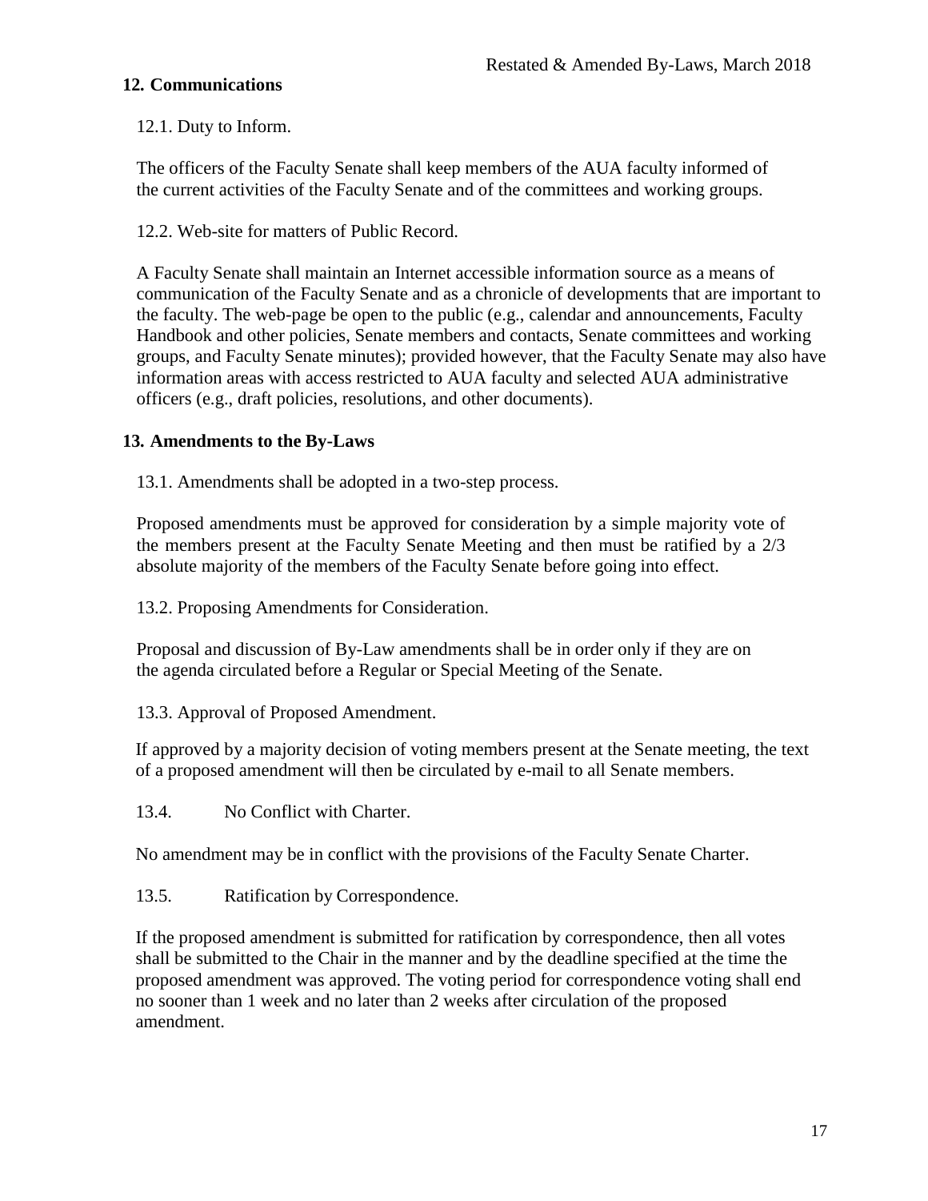## 12. Communications

12.1. Duty to Inform.

The officers of the Faculty Senate shall keep members of the AUA faculty informed of the current activities of the Faculty Senate and of the committees and working groups.

12.2. Web-site for matters of Public Record.

A Faculty Senate shall maintain an Internet accessible information source as a means of communication of the Faculty Senate and as a chronicle of developments that are important to the faculty. The web-page be open to the public (e.g., calendar and announcements, Faculty Handbook and other policies, Senate members and contacts, Senate committees and working groups, and Faculty Senate minutes); provided however, that the Faculty Senate may also have information areas with access restricted to AUA faculty and selected AUA administrative officers (e.g., draft policies, resolutions, and other documents).

## 13. Amendments to the By-Laws

13.1. Amendments shall be adopted in a two-step process.

Proposed amendments must be approved for consideration by a simple majority vote of the members present at the Faculty Senate Meeting and then must be ratified by a 2/3 absolute majority of the members of the Faculty Senate before going into effect.

13.2. Proposing Amendments for Consideration.

Proposal and discussion of By-Law amendments shall be in order only if they are on the agenda circulated before a Regular or Special Meeting of the Senate.

13.3. Approval of Proposed Amendment.

If approved by a majority decision of voting members present at the Senate meeting, the text of a proposed amendment will then be circulated by e-mail to all Senate members.

13.4. No Conflict with Charter.

No amendment may be in conflict with the provisions of the Faculty Senate Charter.

13.5. Ratification by Correspondence.

If the proposed amendment is submitted for ratification by correspondence, then all votes shall be submitted to the Chair in the manner and by the deadline specified at the time the proposed amendment was approved. The voting period for correspondence voting shall end no sooner than 1 week and no later than 2 weeks after circulation of the proposed amendment.